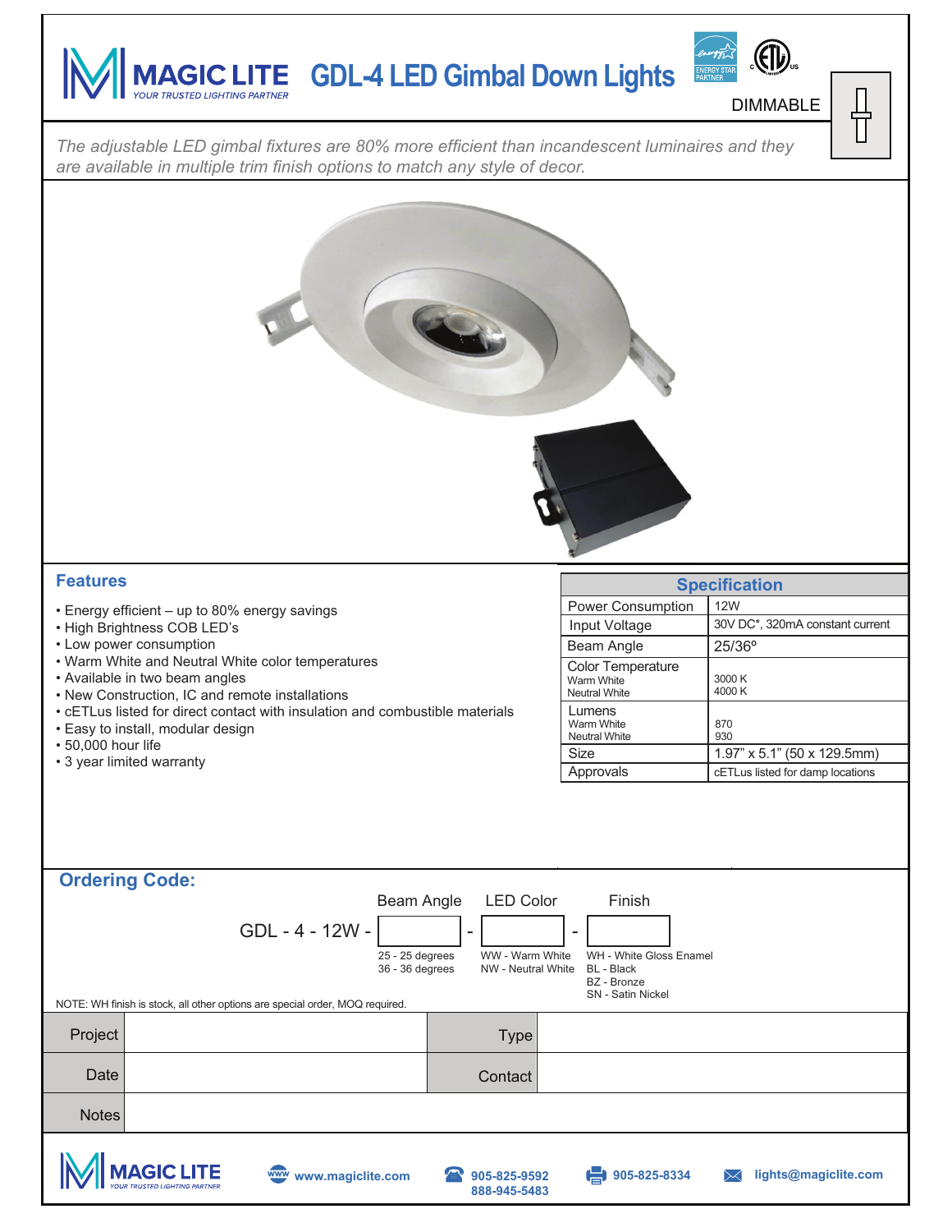# MAGIC LITE GDL-4 LED Gimbal Down Lights

YOUR TRUSTED LIGHTING PARTNER

DIMMABLE

*The adjustable LED gimbal fixtures are 80% more efficient than incandescent luminaires and they are available in multiple trim finish options to match any style of decor.*

## Features

- Energy efficient – up to 80% energy savings
- High Brightness COB LED's
- Low power consumption
- Warm White and Neutral White color temperatures
- Available in two beam angles
- New Construction, IC and remote installations
- cETLus listed for direct contact with insulation and combustible materials
- Easy to install, modular design
- 50,000 hour life
- 3 year limited warranty

## Specification

| Specification | |
|---|---|
| Power Consumption | 12W |
| Input Voltage | 30V DC*, 320mA constant current |
| Beam Angle | 25/36º |
| Color Temperature<br>Warm White<br>Neutral White | <br>3000 K<br>4000 K |
| Lumens<br>Warm White<br>Neutral White | <br>870<br>930 |
| Size | 1.97" x 5.1" (50 x 129.5mm) |
| Approvals | cETLus listed for damp locations |

## Ordering Code:

GDL - 4 - 12W - [Beam Angle] - [LED Color] - [Finish]

| Beam Angle | LED Color | Finish |
|---|---|---|
| 25 - 25 degrees | WW - Warm White | WH - White Gloss Enamel |
| 36 - 36 degrees | NW - Neutral White | BL - Black |
| | | BZ - Bronze |
| | | SN - Satin Nickel |

NOTE: WH finish is stock, all other options are special order, MOQ required.

| | | | |
|---|---|---|---|
| Project | | Type | |
| Date | | Contact | |
| Notes | | | |

MAGIC LITE YOUR TRUSTED LIGHTING PARTNER | www.magiclite.com | 905-825-9592 888-945-5483 | 905-825-8334 | lights@magiclite.com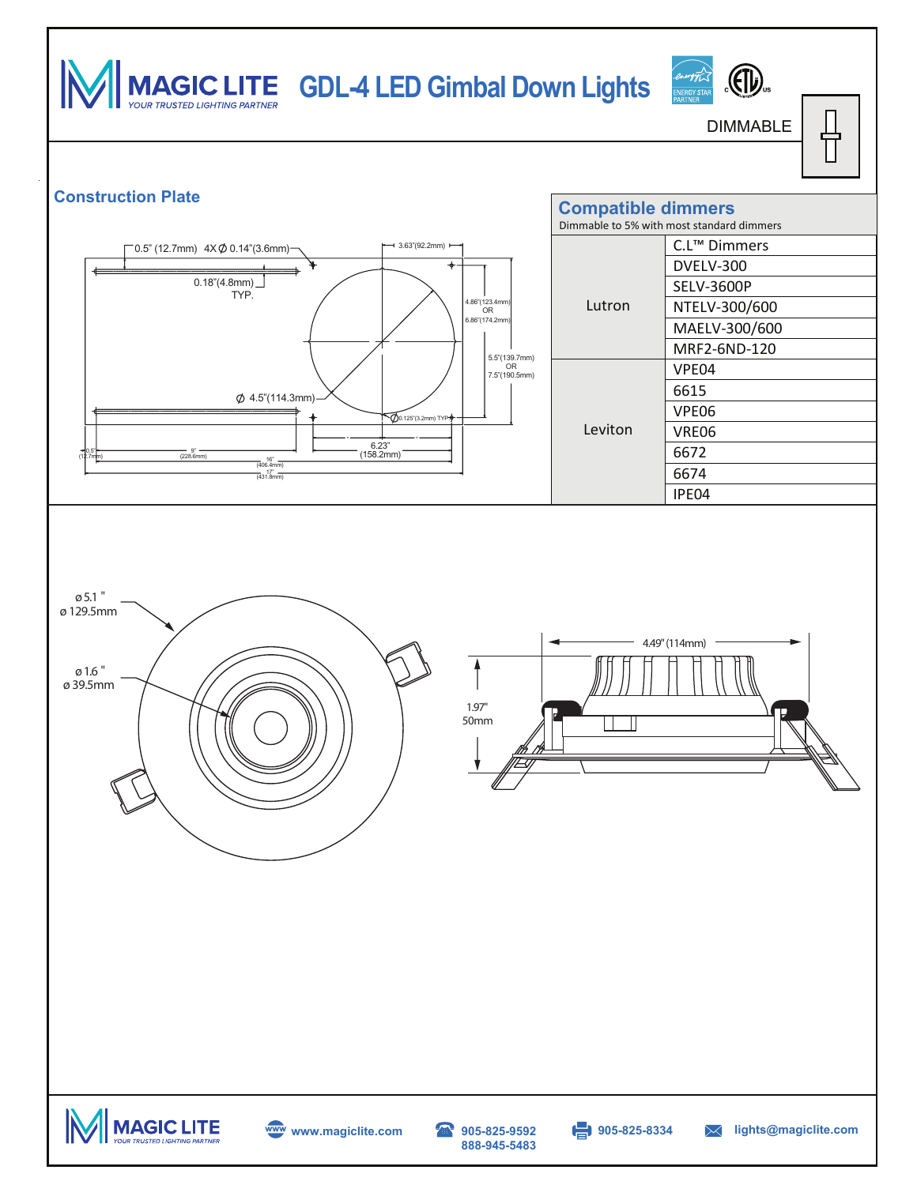# MAGIC LITE GDL-4 LED Gimbal Down Lights

YOUR TRUSTED LIGHTING PARTNER

ENERGY STAR PARTNER

DIMMABLE

## Construction Plate

0.5" (12.7mm) 4X ∅ 0.14"(3.6mm)

3.63"(92.2mm)

0.18"(4.8mm) TYP.

4.86"(123.4mm) OR 6.86"(174.2mm)

5.5"(139.7mm) OR 7.5"(190.5mm)

∅ 4.5"(114.3mm)

∅0.125"(3.2mm) TYP

0.5" (12.7mm)

9" (228.6mm)

16" (406.4mm)

17" (431.8mm)

6.23" (158.2mm)

## Compatible dimmers

Dimmable to 5% with most standard dimmers

| | |
|---|---|
| Lutron | C.L™ Dimmers |
| | DVELV-300 |
| | SELV-3600P |
| | NTELV-300/600 |
| | MAELV-300/600 |
| | MRF2-6ND-120 |
| Leviton | VPE04 |
| | 6615 |
| | VPE06 |
| | VRE06 |
| | 6672 |
| | 6674 |
| | IPE04 |

ø 5.1 "
ø 129.5mm

ø 1.6 "
ø 39.5mm

4.49" (114mm)

1.97"
50mm

MAGIC LITE YOUR TRUSTED LIGHTING PARTNER

www.magiclite.com

905-825-9592
888-945-5483

905-825-8334

lights@magiclite.com